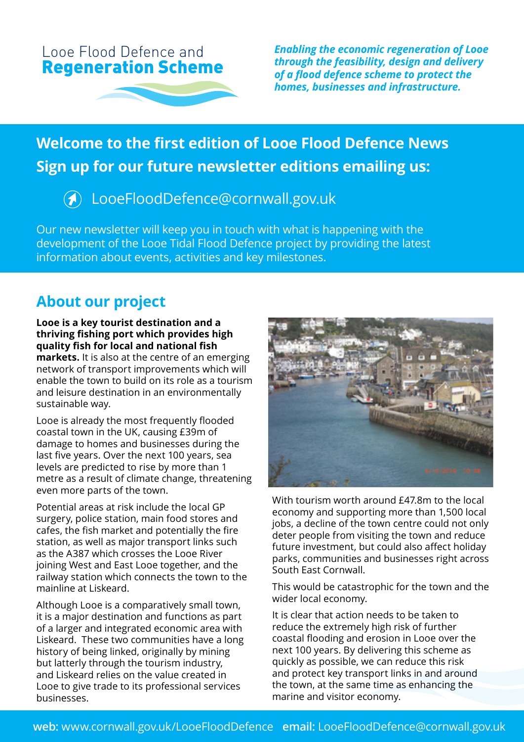# Looe Flood Defence and Regeneration Scheme

***Enabling the economic regeneration of Looe through the feasibility, design and delivery of a flood defence scheme to protect the homes, businesses and infrastructure.***

## Welcome to the first edition of Looe Flood Defence News

## Sign up for our future newsletter editions emailing us:

LooeFloodDefence@cornwall.gov.uk

Our new newsletter will keep you in touch with what is happening with the development of the Looe Tidal Flood Defence project by providing the latest information about events, activities and key milestones.

## About our project

**Looe is a key tourist destination and a thriving fishing port which provides high quality fish for local and national fish markets.** It is also at the centre of an emerging network of transport improvements which will enable the town to build on its role as a tourism and leisure destination in an environmentally sustainable way.

Looe is already the most frequently flooded coastal town in the UK, causing £39m of damage to homes and businesses during the last five years. Over the next 100 years, sea levels are predicted to rise by more than 1 metre as a result of climate change, threatening even more parts of the town.

Potential areas at risk include the local GP surgery, police station, main food stores and cafes, the fish market and potentially the fire station, as well as major transport links such as the A387 which crosses the Looe River joining West and East Looe together, and the railway station which connects the town to the mainline at Liskeard.

Although Looe is a comparatively small town, it is a major destination and functions as part of a larger and integrated economic area with Liskeard. These two communities have a long history of being linked, originally by mining but latterly through the tourism industry, and Liskeard relies on the value created in Looe to give trade to its professional services businesses.

With tourism worth around £47.8m to the local economy and supporting more than 1,500 local jobs, a decline of the town centre could not only deter people from visiting the town and reduce future investment, but could also affect holiday parks, communities and businesses right across South East Cornwall.

This would be catastrophic for the town and the wider local economy.

It is clear that action needs to be taken to reduce the extremely high risk of further coastal flooding and erosion in Looe over the next 100 years. By delivering this scheme as quickly as possible, we can reduce this risk and protect key transport links in and around the town, at the same time as enhancing the marine and visitor economy.

**web:** www.cornwall.gov.uk/LooeFloodDefence **email:** LooeFloodDefence@cornwall.gov.uk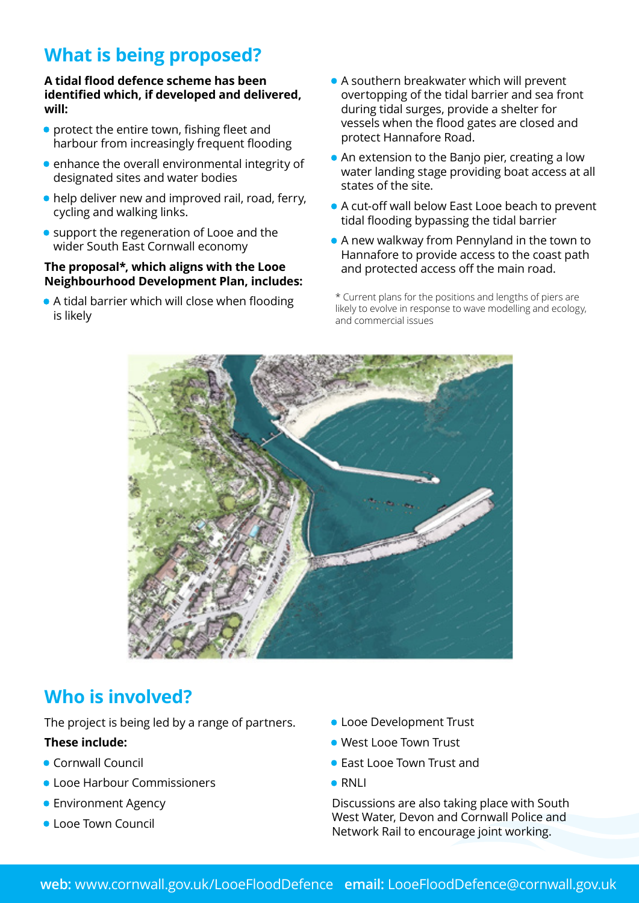## What is being proposed?

**A tidal flood defence scheme has been identified which, if developed and delivered, will:**

- protect the entire town, fishing fleet and harbour from increasingly frequent flooding
- enhance the overall environmental integrity of designated sites and water bodies
- help deliver new and improved rail, road, ferry, cycling and walking links.
- support the regeneration of Looe and the wider South East Cornwall economy

**The proposal*, which aligns with the Looe Neighbourhood Development Plan, includes:**

- A tidal barrier which will close when flooding is likely
- A southern breakwater which will prevent overtopping of the tidal barrier and sea front during tidal surges, provide a shelter for vessels when the flood gates are closed and protect Hannafore Road.
- An extension to the Banjo pier, creating a low water landing stage providing boat access at all states of the site.
- A cut-off wall below East Looe beach to prevent tidal flooding bypassing the tidal barrier
- A new walkway from Pennyland in the town to Hannafore to provide access to the coast path and protected access off the main road.

* Current plans for the positions and lengths of piers are likely to evolve in response to wave modelling and ecology, and commercial issues

## Who is involved?

The project is being led by a range of partners.

**These include:**

- Cornwall Council
- Looe Harbour Commissioners
- Environment Agency
- Looe Town Council
- Looe Development Trust
- West Looe Town Trust
- East Looe Town Trust and
- RNLI

Discussions are also taking place with South West Water, Devon and Cornwall Police and Network Rail to encourage joint working.

**web:** www.cornwall.gov.uk/LooeFloodDefence **email:** LooeFloodDefence@cornwall.gov.uk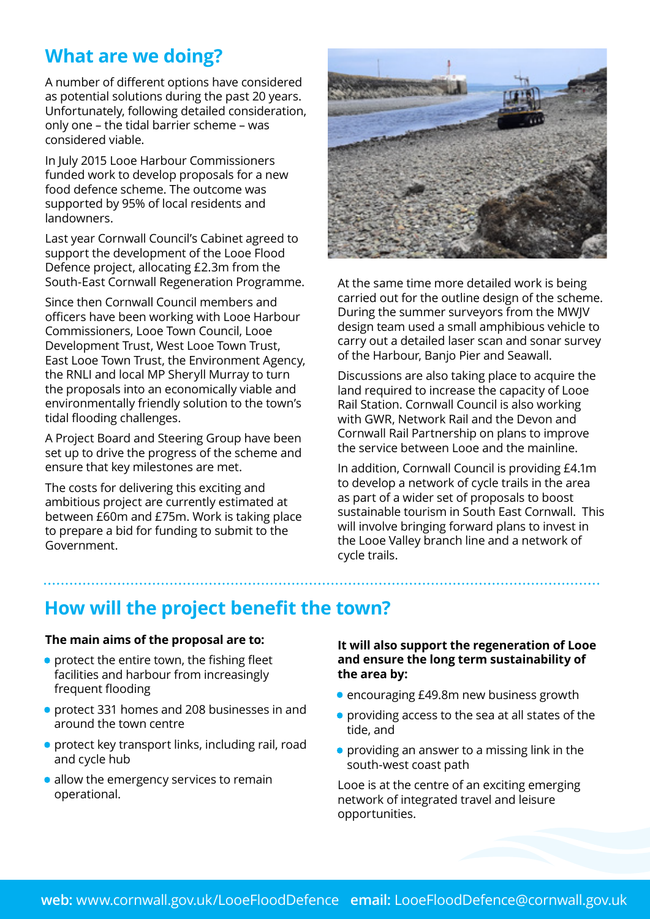## What are we doing?

A number of different options have considered as potential solutions during the past 20 years. Unfortunately, following detailed consideration, only one – the tidal barrier scheme – was considered viable.

In July 2015 Looe Harbour Commissioners funded work to develop proposals for a new food defence scheme. The outcome was supported by 95% of local residents and landowners.

Last year Cornwall Council's Cabinet agreed to support the development of the Looe Flood Defence project, allocating £2.3m from the South-East Cornwall Regeneration Programme.

Since then Cornwall Council members and officers have been working with Looe Harbour Commissioners, Looe Town Council, Looe Development Trust, West Looe Town Trust, East Looe Town Trust, the Environment Agency, the RNLI and local MP Sheryll Murray to turn the proposals into an economically viable and environmentally friendly solution to the town's tidal flooding challenges.

A Project Board and Steering Group have been set up to drive the progress of the scheme and ensure that key milestones are met.

The costs for delivering this exciting and ambitious project are currently estimated at between £60m and £75m. Work is taking place to prepare a bid for funding to submit to the Government.

At the same time more detailed work is being carried out for the outline design of the scheme. During the summer surveyors from the MWJV design team used a small amphibious vehicle to carry out a detailed laser scan and sonar survey of the Harbour, Banjo Pier and Seawall.

Discussions are also taking place to acquire the land required to increase the capacity of Looe Rail Station. Cornwall Council is also working with GWR, Network Rail and the Devon and Cornwall Rail Partnership on plans to improve the service between Looe and the mainline.

In addition, Cornwall Council is providing £4.1m to develop a network of cycle trails in the area as part of a wider set of proposals to boost sustainable tourism in South East Cornwall. This will involve bringing forward plans to invest in the Looe Valley branch line and a network of cycle trails.

## How will the project benefit the town?

**The main aims of the proposal are to:**

- protect the entire town, the fishing fleet facilities and harbour from increasingly frequent flooding
- protect 331 homes and 208 businesses in and around the town centre
- protect key transport links, including rail, road and cycle hub
- allow the emergency services to remain operational.

**It will also support the regeneration of Looe and ensure the long term sustainability of the area by:**

- encouraging £49.8m new business growth
- providing access to the sea at all states of the tide, and
- providing an answer to a missing link in the south-west coast path

Looe is at the centre of an exciting emerging network of integrated travel and leisure opportunities.

**web:** www.cornwall.gov.uk/LooeFloodDefence **email:** LooeFloodDefence@cornwall.gov.uk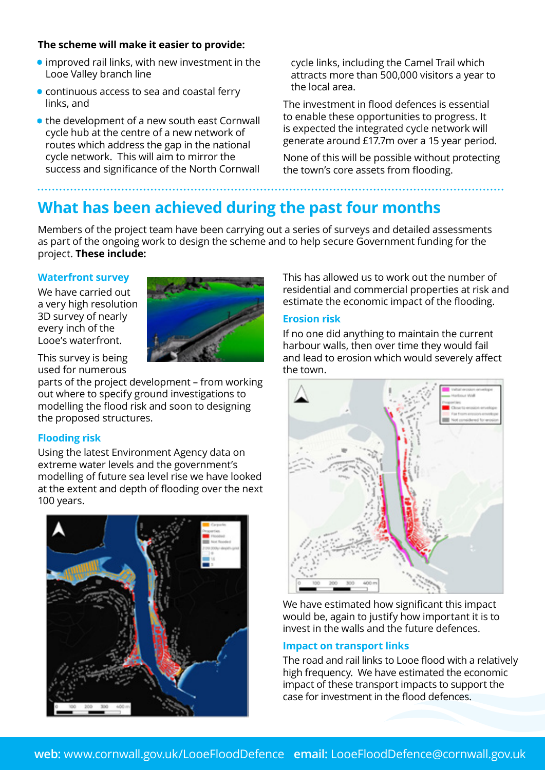**The scheme will make it easier to provide:**

- improved rail links, with new investment in the Looe Valley branch line
- continuous access to sea and coastal ferry links, and
- the development of a new south east Cornwall cycle hub at the centre of a new network of routes which address the gap in the national cycle network. This will aim to mirror the success and significance of the North Cornwall cycle links, including the Camel Trail which attracts more than 500,000 visitors a year to the local area.

The investment in flood defences is essential to enable these opportunities to progress. It is expected the integrated cycle network will generate around £17.7m over a 15 year period.

None of this will be possible without protecting the town's core assets from flooding.

## What has been achieved during the past four months

Members of the project team have been carrying out a series of surveys and detailed assessments as part of the ongoing work to design the scheme and to help secure Government funding for the project. **These include:**

### Waterfront survey

We have carried out a very high resolution 3D survey of nearly every inch of the Looe's waterfront.

This survey is being used for numerous parts of the project development – from working out where to specify ground investigations to modelling the flood risk and soon to designing the proposed structures.

### Flooding risk

Using the latest Environment Agency data on extreme water levels and the government's modelling of future sea level rise we have looked at the extent and depth of flooding over the next 100 years.

This has allowed us to work out the number of residential and commercial properties at risk and estimate the economic impact of the flooding.

### Erosion risk

If no one did anything to maintain the current harbour walls, then over time they would fail and lead to erosion which would severely affect the town.

We have estimated how significant this impact would be, again to justify how important it is to invest in the walls and the future defences.

### Impact on transport links

The road and rail links to Looe flood with a relatively high frequency. We have estimated the economic impact of these transport impacts to support the case for investment in the flood defences.

**web:** www.cornwall.gov.uk/LooeFloodDefence **email:** LooeFloodDefence@cornwall.gov.uk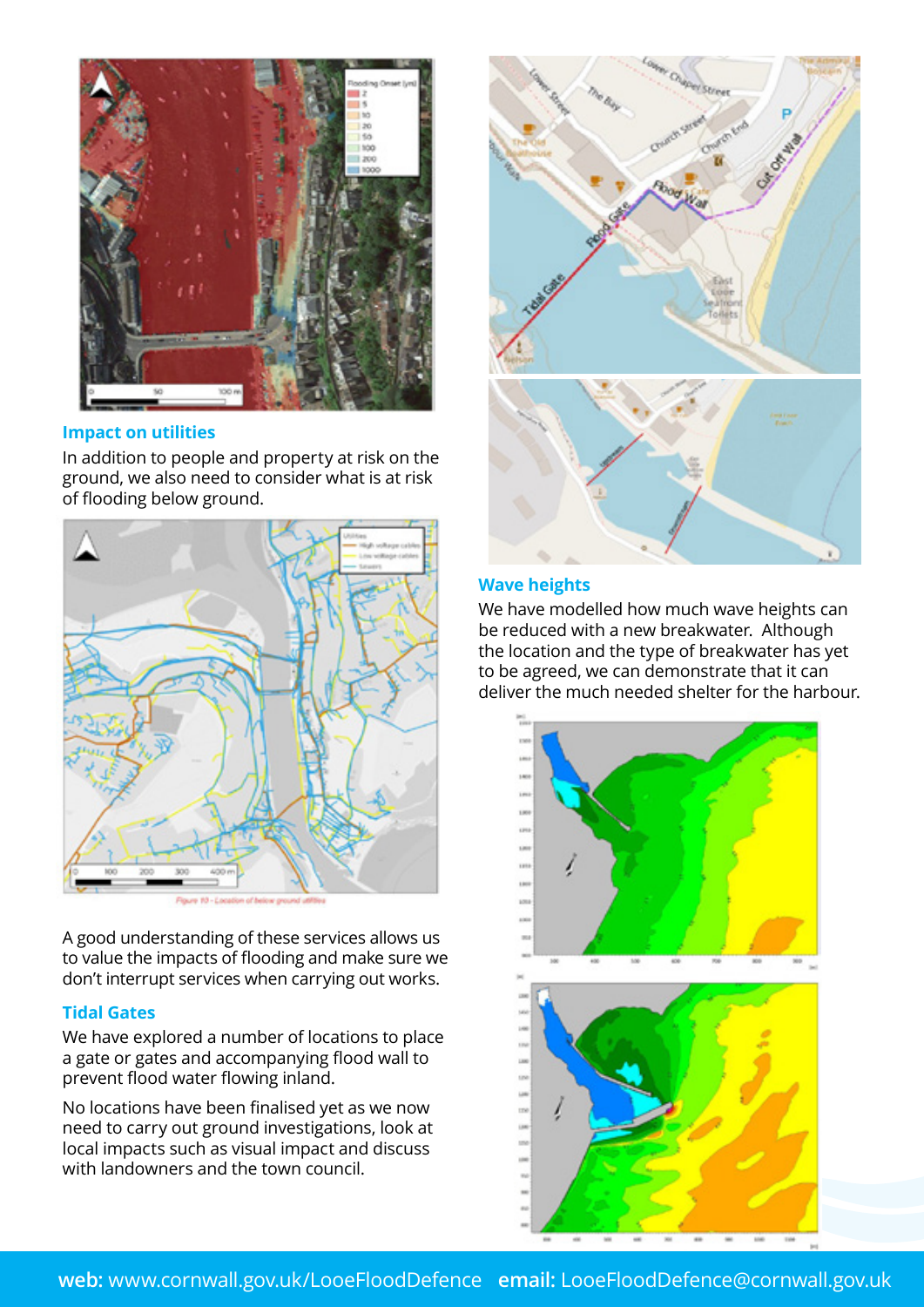## Impact on utilities

In addition to people and property at risk on the ground, we also need to consider what is at risk of flooding below ground.

A good understanding of these services allows us to value the impacts of flooding and make sure we don't interrupt services when carrying out works.

## Tidal Gates

We have explored a number of locations to place a gate or gates and accompanying flood wall to prevent flood water flowing inland.

No locations have been finalised yet as we now need to carry out ground investigations, look at local impacts such as visual impact and discuss with landowners and the town council.

## Wave heights

We have modelled how much wave heights can be reduced with a new breakwater. Although the location and the type of breakwater has yet to be agreed, we can demonstrate that it can deliver the much needed shelter for the harbour.

**web:** www.cornwall.gov.uk/LooeFloodDefence **email:** LooeFloodDefence@cornwall.gov.uk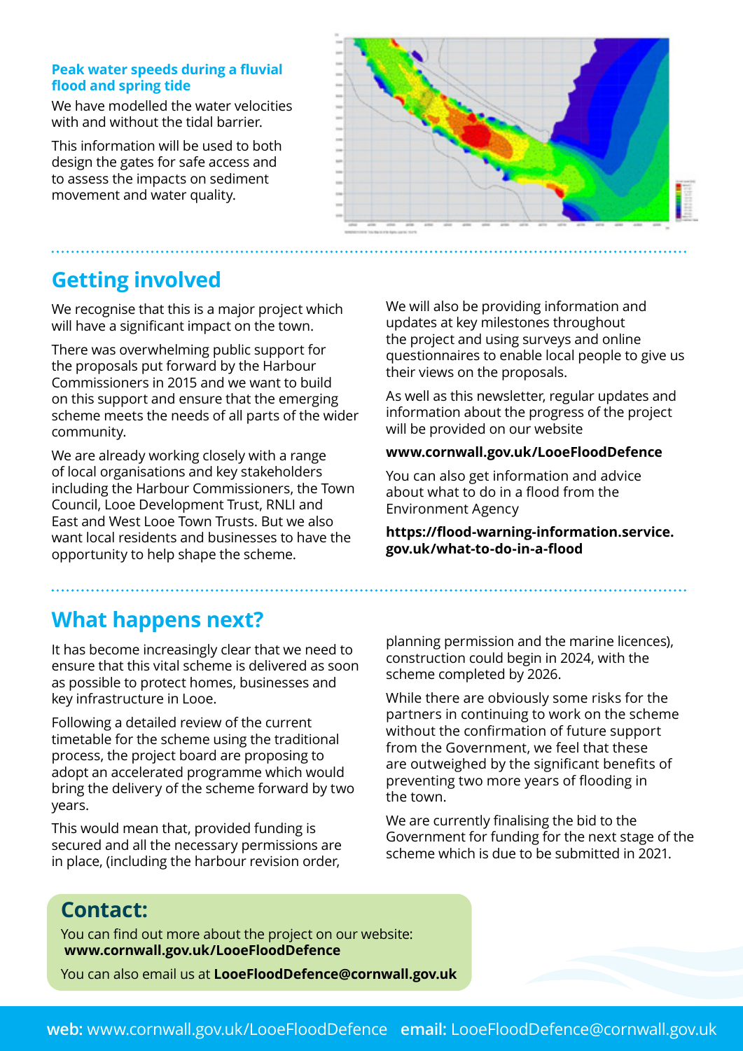**Peak water speeds during a fluvial flood and spring tide**

We have modelled the water velocities with and without the tidal barrier.

This information will be used to both design the gates for safe access and to assess the impacts on sediment movement and water quality.

## Getting involved

We recognise that this is a major project which will have a significant impact on the town.

There was overwhelming public support for the proposals put forward by the Harbour Commissioners in 2015 and we want to build on this support and ensure that the emerging scheme meets the needs of all parts of the wider community.

We are already working closely with a range of local organisations and key stakeholders including the Harbour Commissioners, the Town Council, Looe Development Trust, RNLI and East and West Looe Town Trusts. But we also want local residents and businesses to have the opportunity to help shape the scheme.

We will also be providing information and updates at key milestones throughout the project and using surveys and online questionnaires to enable local people to give us their views on the proposals.

As well as this newsletter, regular updates and information about the progress of the project will be provided on our website

**www.cornwall.gov.uk/LooeFloodDefence**

You can also get information and advice about what to do in a flood from the Environment Agency

**https://flood-warning-information.service.gov.uk/what-to-do-in-a-flood**

## What happens next?

It has become increasingly clear that we need to ensure that this vital scheme is delivered as soon as possible to protect homes, businesses and key infrastructure in Looe.

Following a detailed review of the current timetable for the scheme using the traditional process, the project board are proposing to adopt an accelerated programme which would bring the delivery of the scheme forward by two years.

This would mean that, provided funding is secured and all the necessary permissions are in place, (including the harbour revision order, planning permission and the marine licences), construction could begin in 2024, with the scheme completed by 2026.

While there are obviously some risks for the partners in continuing to work on the scheme without the confirmation of future support from the Government, we feel that these are outweighed by the significant benefits of preventing two more years of flooding in the town.

We are currently finalising the bid to the Government for funding for the next stage of the scheme which is due to be submitted in 2021.

## Contact:

You can find out more about the project on our website: **www.cornwall.gov.uk/LooeFloodDefence**

You can also email us at **LooeFloodDefence@cornwall.gov.uk**

**web:** www.cornwall.gov.uk/LooeFloodDefence **email:** LooeFloodDefence@cornwall.gov.uk